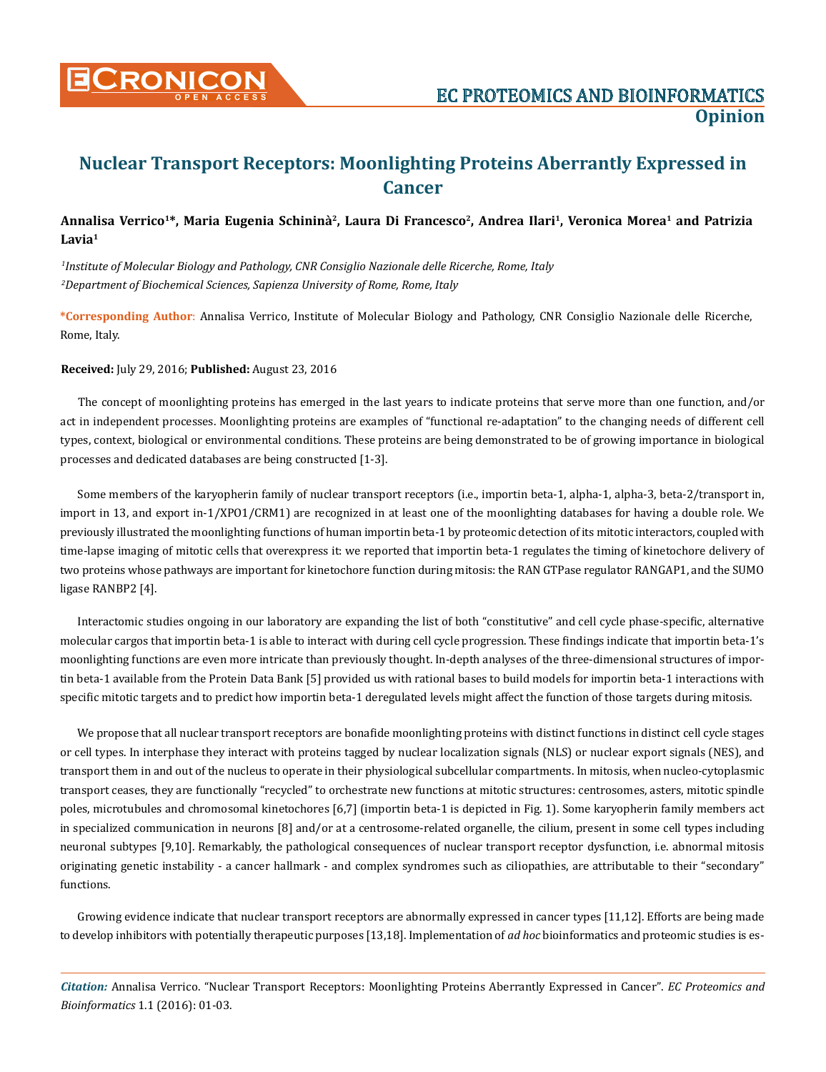**Opinion**

# Nuclear Transport Receptors: Moonlighting Proteins Aberrantly Expressed in Cancer

**Annalisa Verrico[1]*, Maria Eugenia Schininà[2], Laura Di Francesco[2], Andrea Ilari[1], Veronica Morea[1] and Patrizia Lavia[1]**

[1]*Institute of Molecular Biology and Pathology, CNR Consiglio Nazionale delle Ricerche, Rome, Italy*

[2]*Department of Biochemical Sciences, Sapienza University of Rome, Rome, Italy*

**\*Corresponding Author**: Annalisa Verrico, Institute of Molecular Biology and Pathology, CNR Consiglio Nazionale delle Ricerche, Rome, Italy.

**Received:** July 29, 2016; **Published:** August 23, 2016

The concept of moonlighting proteins has emerged in the last years to indicate proteins that serve more than one function, and/or act in independent processes. Moonlighting proteins are examples of "functional re-adaptation" to the changing needs of different cell types, context, biological or environmental conditions. These proteins are being demonstrated to be of growing importance in biological processes and dedicated databases are being constructed [1-3].

Some members of the karyopherin family of nuclear transport receptors (i.e., importin beta-1, alpha-1, alpha-3, beta-2/transport in, import in 13, and export in-1/XPO1/CRM1) are recognized in at least one of the moonlighting databases for having a double role. We previously illustrated the moonlighting functions of human importin beta-1 by proteomic detection of its mitotic interactors, coupled with time-lapse imaging of mitotic cells that overexpress it: we reported that importin beta-1 regulates the timing of kinetochore delivery of two proteins whose pathways are important for kinetochore function during mitosis: the RAN GTPase regulator RANGAP1, and the SUMO ligase RANBP2 [4].

Interactomic studies ongoing in our laboratory are expanding the list of both "constitutive" and cell cycle phase-specific, alternative molecular cargos that importin beta-1 is able to interact with during cell cycle progression. These findings indicate that importin beta-1's moonlighting functions are even more intricate than previously thought. In-depth analyses of the three-dimensional structures of importin beta-1 available from the Protein Data Bank [5] provided us with rational bases to build models for importin beta-1 interactions with specific mitotic targets and to predict how importin beta-1 deregulated levels might affect the function of those targets during mitosis.

We propose that all nuclear transport receptors are bonafide moonlighting proteins with distinct functions in distinct cell cycle stages or cell types. In interphase they interact with proteins tagged by nuclear localization signals (NLS) or nuclear export signals (NES), and transport them in and out of the nucleus to operate in their physiological subcellular compartments. In mitosis, when nucleo-cytoplasmic transport ceases, they are functionally "recycled" to orchestrate new functions at mitotic structures: centrosomes, asters, mitotic spindle poles, microtubules and chromosomal kinetochores [6,7] (importin beta-1 is depicted in Fig. 1). Some karyopherin family members act in specialized communication in neurons [8] and/or at a centrosome-related organelle, the cilium, present in some cell types including neuronal subtypes [9,10]. Remarkably, the pathological consequences of nuclear transport receptor dysfunction, i.e. abnormal mitosis originating genetic instability - a cancer hallmark - and complex syndromes such as ciliopathies, are attributable to their "secondary" functions.

Growing evidence indicate that nuclear transport receptors are abnormally expressed in cancer types [11,12]. Efforts are being made to develop inhibitors with potentially therapeutic purposes [13,18]. Implementation of *ad hoc* bioinformatics and proteomic studies is es-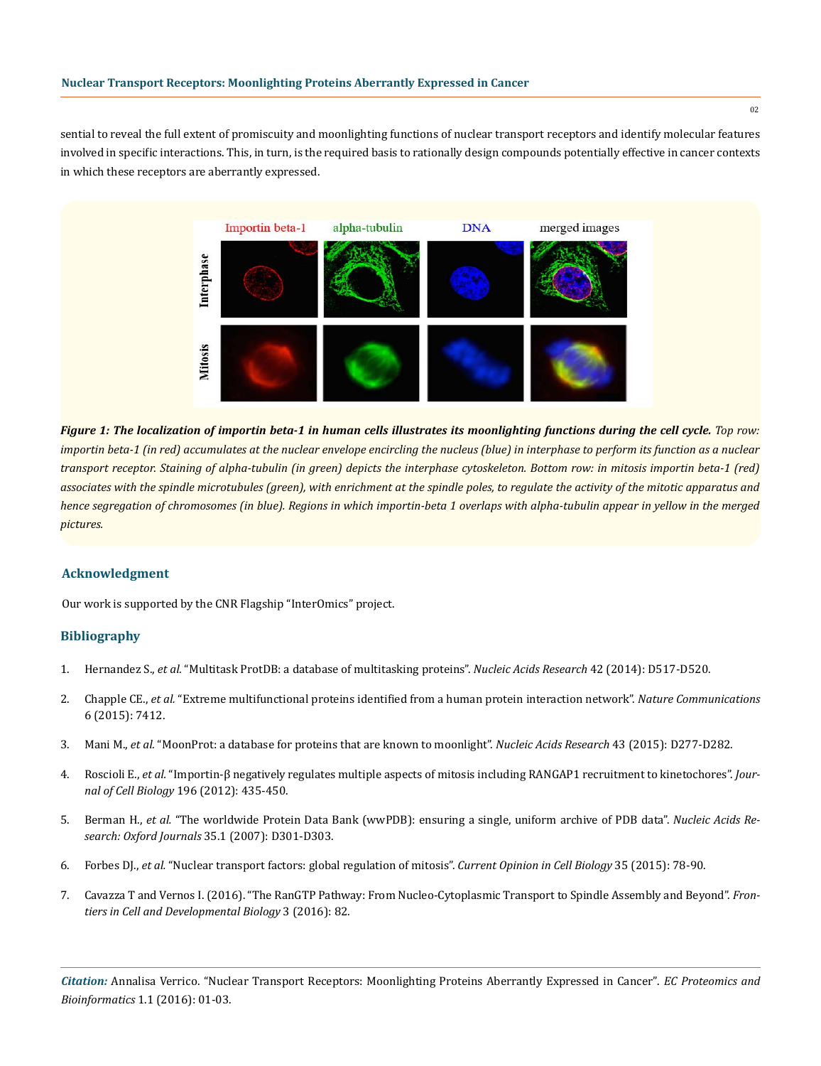sential to reveal the full extent of promiscuity and moonlighting functions of nuclear transport receptors and identify molecular features involved in specific interactions. This, in turn, is the required basis to rationally design compounds potentially effective in cancer contexts in which these receptors are aberrantly expressed.

***Figure 1: The localization of importin beta-1 in human cells illustrates its moonlighting functions during the cell cycle.*** *Top row: importin beta-1 (in red) accumulates at the nuclear envelope encircling the nucleus (blue) in interphase to perform its function as a nuclear transport receptor. Staining of alpha-tubulin (in green) depicts the interphase cytoskeleton. Bottom row: in mitosis importin beta-1 (red) associates with the spindle microtubules (green), with enrichment at the spindle poles, to regulate the activity of the mitotic apparatus and hence segregation of chromosomes (in blue). Regions in which importin-beta 1 overlaps with alpha-tubulin appear in yellow in the merged pictures.*

## Acknowledgment

Our work is supported by the CNR Flagship "InterOmics" project.

## Bibliography

1. Hernandez S., *et al.* "Multitask ProtDB: a database of multitasking proteins". *Nucleic Acids Research* 42 (2014): D517-D520.
2. Chapple CE., *et al.* "Extreme multifunctional proteins identified from a human protein interaction network". *Nature Communications* 6 (2015): 7412.
3. Mani M., *et al.* "MoonProt: a database for proteins that are known to moonlight". *Nucleic Acids Research* 43 (2015): D277-D282.
4. Roscioli E., *et al.* "Importin-β negatively regulates multiple aspects of mitosis including RANGAP1 recruitment to kinetochores". *Journal of Cell Biology* 196 (2012): 435-450.
5. Berman H., *et al.* "The worldwide Protein Data Bank (wwPDB): ensuring a single, uniform archive of PDB data". *Nucleic Acids Research: Oxford Journals* 35.1 (2007): D301-D303.
6. Forbes DJ., *et al.* "Nuclear transport factors: global regulation of mitosis". *Current Opinion in Cell Biology* 35 (2015): 78-90.
7. Cavazza T and Vernos I. (2016). "The RanGTP Pathway: From Nucleo-Cytoplasmic Transport to Spindle Assembly and Beyond". *Frontiers in Cell and Developmental Biology* 3 (2016): 82.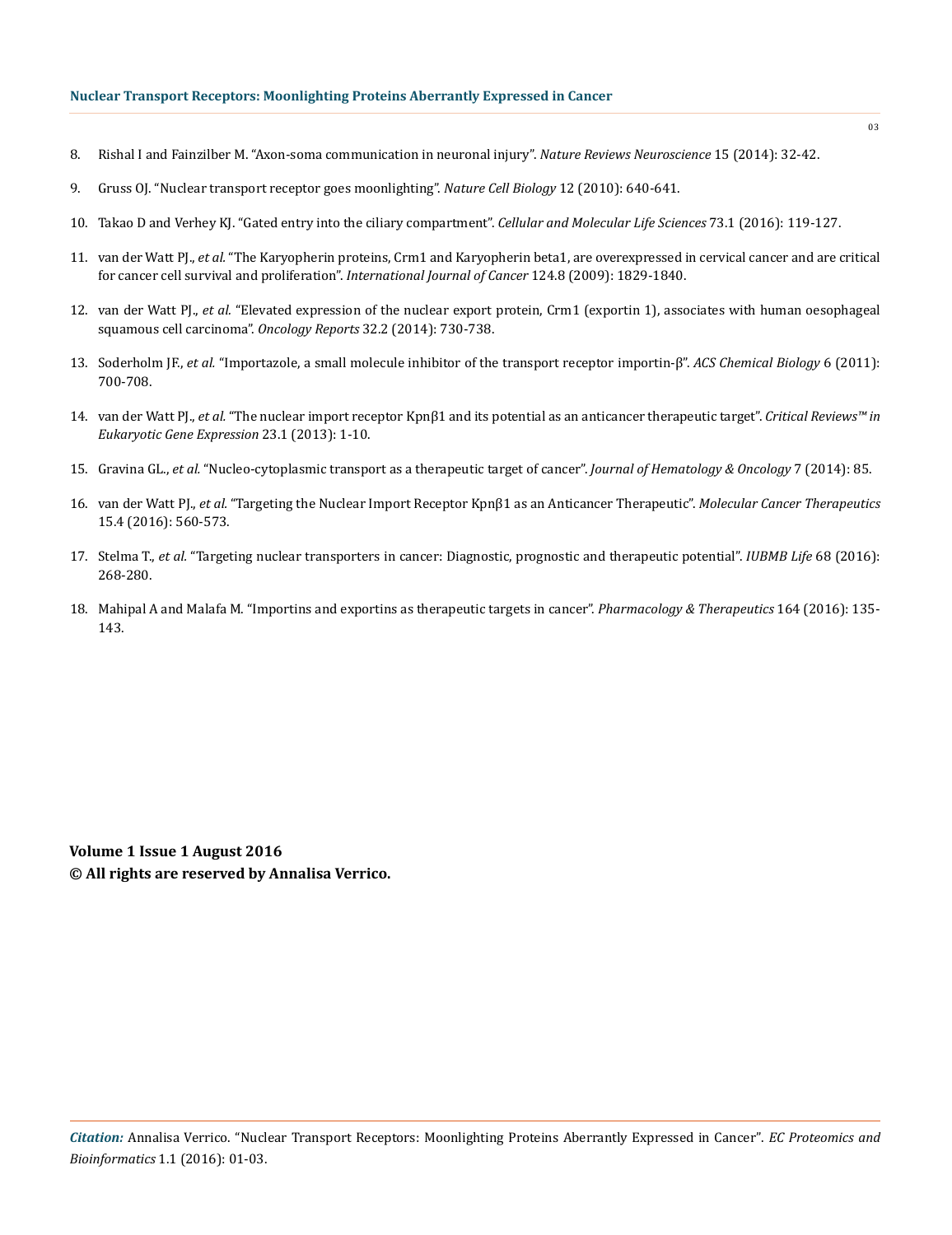8. Rishal I and Fainzilber M. "Axon-soma communication in neuronal injury". *Nature Reviews Neuroscience* 15 (2014): 32-42.

9. Gruss OJ. "Nuclear transport receptor goes moonlighting". *Nature Cell Biology* 12 (2010): 640-641.

10. Takao D and Verhey KJ. "Gated entry into the ciliary compartment". *Cellular and Molecular Life Sciences* 73.1 (2016): 119-127.

11. van der Watt PJ., *et al.* "The Karyopherin proteins, Crm1 and Karyopherin beta1, are overexpressed in cervical cancer and are critical for cancer cell survival and proliferation". *International Journal of Cancer* 124.8 (2009): 1829-1840.

12. van der Watt PJ., *et al.* "Elevated expression of the nuclear export protein, Crm1 (exportin 1), associates with human oesophageal squamous cell carcinoma". *Oncology Reports* 32.2 (2014): 730-738.

13. Soderholm JF., *et al.* "Importazole, a small molecule inhibitor of the transport receptor importin-β". *ACS Chemical Biology* 6 (2011): 700-708.

14. van der Watt PJ., *et al.* "The nuclear import receptor Kpnβ1 and its potential as an anticancer therapeutic target". *Critical Reviews™ in Eukaryotic Gene Expression* 23.1 (2013): 1-10.

15. Gravina GL., *et al.* "Nucleo-cytoplasmic transport as a therapeutic target of cancer". *Journal of Hematology & Oncology* 7 (2014): 85.

16. van der Watt PJ., *et al.* "Targeting the Nuclear Import Receptor Kpnβ1 as an Anticancer Therapeutic". *Molecular Cancer Therapeutics* 15.4 (2016): 560-573.

17. Stelma T., *et al.* "Targeting nuclear transporters in cancer: Diagnostic, prognostic and therapeutic potential". *IUBMB Life* 68 (2016): 268-280.

18. Mahipal A and Malafa M. "Importins and exportins as therapeutic targets in cancer". *Pharmacology & Therapeutics* 164 (2016): 135-143.

**Volume 1 Issue 1 August 2016**
**© All rights are reserved by Annalisa Verrico.**